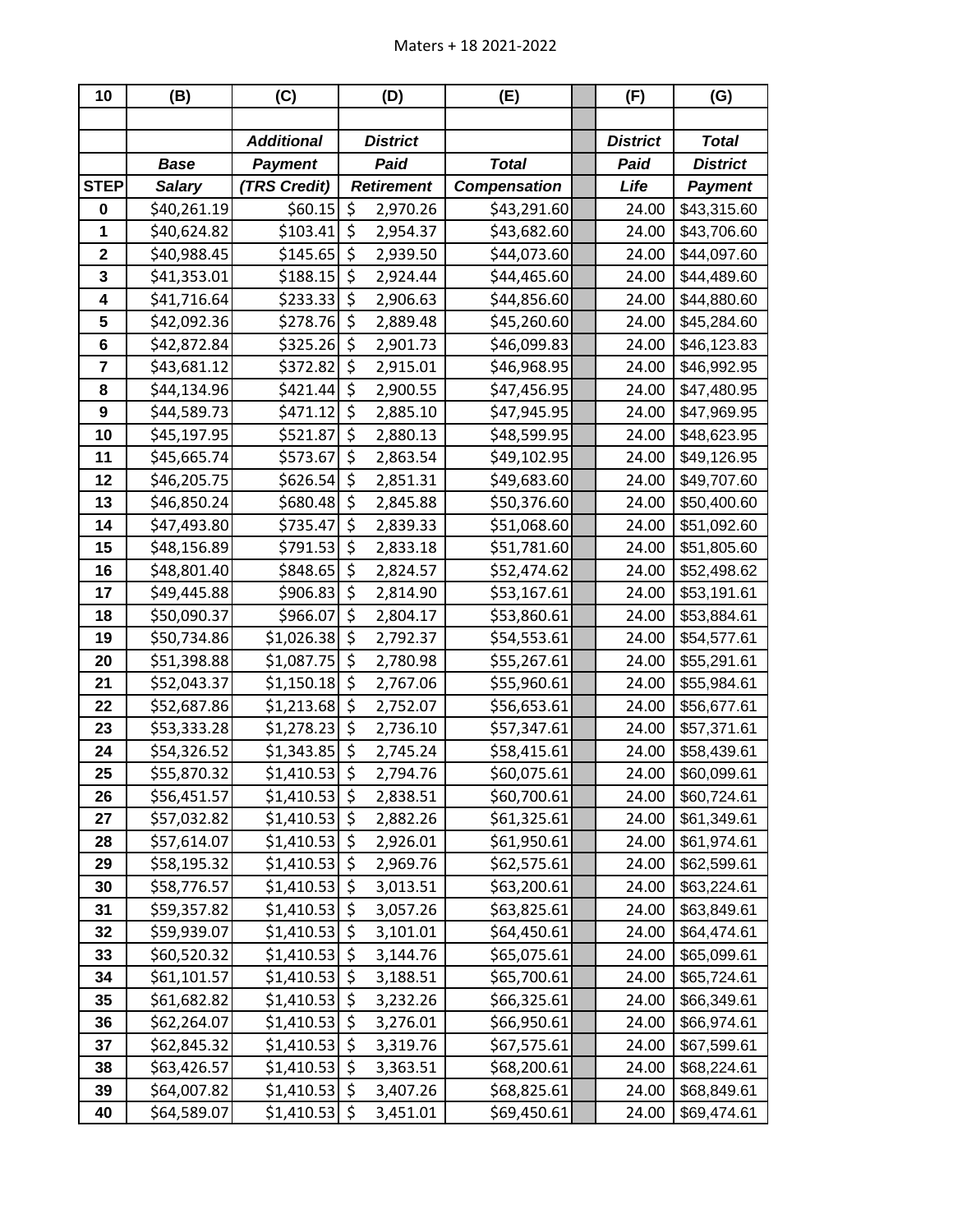Maters + 18 2021-2022

| 10 | (B) | (C) | (D) | (E) | | (F) | (G) |
|---|---|---|---|---|---|---|---|
| | | | | | | | |
| | | *Additional* | *District* | | | *District* | *Total* |
| | *Base* | *Payment* | *Paid* | *Total* | | *Paid* | *District* |
| **STEP** | *Salary* | *(TRS Credit)* | *Retirement* | *Compensation* | | *Life* | *Payment* |
| **0** | $40,261.19 | $60.15 | $ 2,970.26 | $43,291.60 | | 24.00 | $43,315.60 |
| **1** | $40,624.82 | $103.41 | $ 2,954.37 | $43,682.60 | | 24.00 | $43,706.60 |
| **2** | $40,988.45 | $145.65 | $ 2,939.50 | $44,073.60 | | 24.00 | $44,097.60 |
| **3** | $41,353.01 | $188.15 | $ 2,924.44 | $44,465.60 | | 24.00 | $44,489.60 |
| **4** | $41,716.64 | $233.33 | $ 2,906.63 | $44,856.60 | | 24.00 | $44,880.60 |
| **5** | $42,092.36 | $278.76 | $ 2,889.48 | $45,260.60 | | 24.00 | $45,284.60 |
| **6** | $42,872.84 | $325.26 | $ 2,901.73 | $46,099.83 | | 24.00 | $46,123.83 |
| **7** | $43,681.12 | $372.82 | $ 2,915.01 | $46,968.95 | | 24.00 | $46,992.95 |
| **8** | $44,134.96 | $421.44 | $ 2,900.55 | $47,456.95 | | 24.00 | $47,480.95 |
| **9** | $44,589.73 | $471.12 | $ 2,885.10 | $47,945.95 | | 24.00 | $47,969.95 |
| **10** | $45,197.95 | $521.87 | $ 2,880.13 | $48,599.95 | | 24.00 | $48,623.95 |
| **11** | $45,665.74 | $573.67 | $ 2,863.54 | $49,102.95 | | 24.00 | $49,126.95 |
| **12** | $46,205.75 | $626.54 | $ 2,851.31 | $49,683.60 | | 24.00 | $49,707.60 |
| **13** | $46,850.24 | $680.48 | $ 2,845.88 | $50,376.60 | | 24.00 | $50,400.60 |
| **14** | $47,493.80 | $735.47 | $ 2,839.33 | $51,068.60 | | 24.00 | $51,092.60 |
| **15** | $48,156.89 | $791.53 | $ 2,833.18 | $51,781.60 | | 24.00 | $51,805.60 |
| **16** | $48,801.40 | $848.65 | $ 2,824.57 | $52,474.62 | | 24.00 | $52,498.62 |
| **17** | $49,445.88 | $906.83 | $ 2,814.90 | $53,167.61 | | 24.00 | $53,191.61 |
| **18** | $50,090.37 | $966.07 | $ 2,804.17 | $53,860.61 | | 24.00 | $53,884.61 |
| **19** | $50,734.86 | $1,026.38 | $ 2,792.37 | $54,553.61 | | 24.00 | $54,577.61 |
| **20** | $51,398.88 | $1,087.75 | $ 2,780.98 | $55,267.61 | | 24.00 | $55,291.61 |
| **21** | $52,043.37 | $1,150.18 | $ 2,767.06 | $55,960.61 | | 24.00 | $55,984.61 |
| **22** | $52,687.86 | $1,213.68 | $ 2,752.07 | $56,653.61 | | 24.00 | $56,677.61 |
| **23** | $53,333.28 | $1,278.23 | $ 2,736.10 | $57,347.61 | | 24.00 | $57,371.61 |
| **24** | $54,326.52 | $1,343.85 | $ 2,745.24 | $58,415.61 | | 24.00 | $58,439.61 |
| **25** | $55,870.32 | $1,410.53 | $ 2,794.76 | $60,075.61 | | 24.00 | $60,099.61 |
| **26** | $56,451.57 | $1,410.53 | $ 2,838.51 | $60,700.61 | | 24.00 | $60,724.61 |
| **27** | $57,032.82 | $1,410.53 | $ 2,882.26 | $61,325.61 | | 24.00 | $61,349.61 |
| **28** | $57,614.07 | $1,410.53 | $ 2,926.01 | $61,950.61 | | 24.00 | $61,974.61 |
| **29** | $58,195.32 | $1,410.53 | $ 2,969.76 | $62,575.61 | | 24.00 | $62,599.61 |
| **30** | $58,776.57 | $1,410.53 | $ 3,013.51 | $63,200.61 | | 24.00 | $63,224.61 |
| **31** | $59,357.82 | $1,410.53 | $ 3,057.26 | $63,825.61 | | 24.00 | $63,849.61 |
| **32** | $59,939.07 | $1,410.53 | $ 3,101.01 | $64,450.61 | | 24.00 | $64,474.61 |
| **33** | $60,520.32 | $1,410.53 | $ 3,144.76 | $65,075.61 | | 24.00 | $65,099.61 |
| **34** | $61,101.57 | $1,410.53 | $ 3,188.51 | $65,700.61 | | 24.00 | $65,724.61 |
| **35** | $61,682.82 | $1,410.53 | $ 3,232.26 | $66,325.61 | | 24.00 | $66,349.61 |
| **36** | $62,264.07 | $1,410.53 | $ 3,276.01 | $66,950.61 | | 24.00 | $66,974.61 |
| **37** | $62,845.32 | $1,410.53 | $ 3,319.76 | $67,575.61 | | 24.00 | $67,599.61 |
| **38** | $63,426.57 | $1,410.53 | $ 3,363.51 | $68,200.61 | | 24.00 | $68,224.61 |
| **39** | $64,007.82 | $1,410.53 | $ 3,407.26 | $68,825.61 | | 24.00 | $68,849.61 |
| **40** | $64,589.07 | $1,410.53 | $ 3,451.01 | $69,450.61 | | 24.00 | $69,474.61 |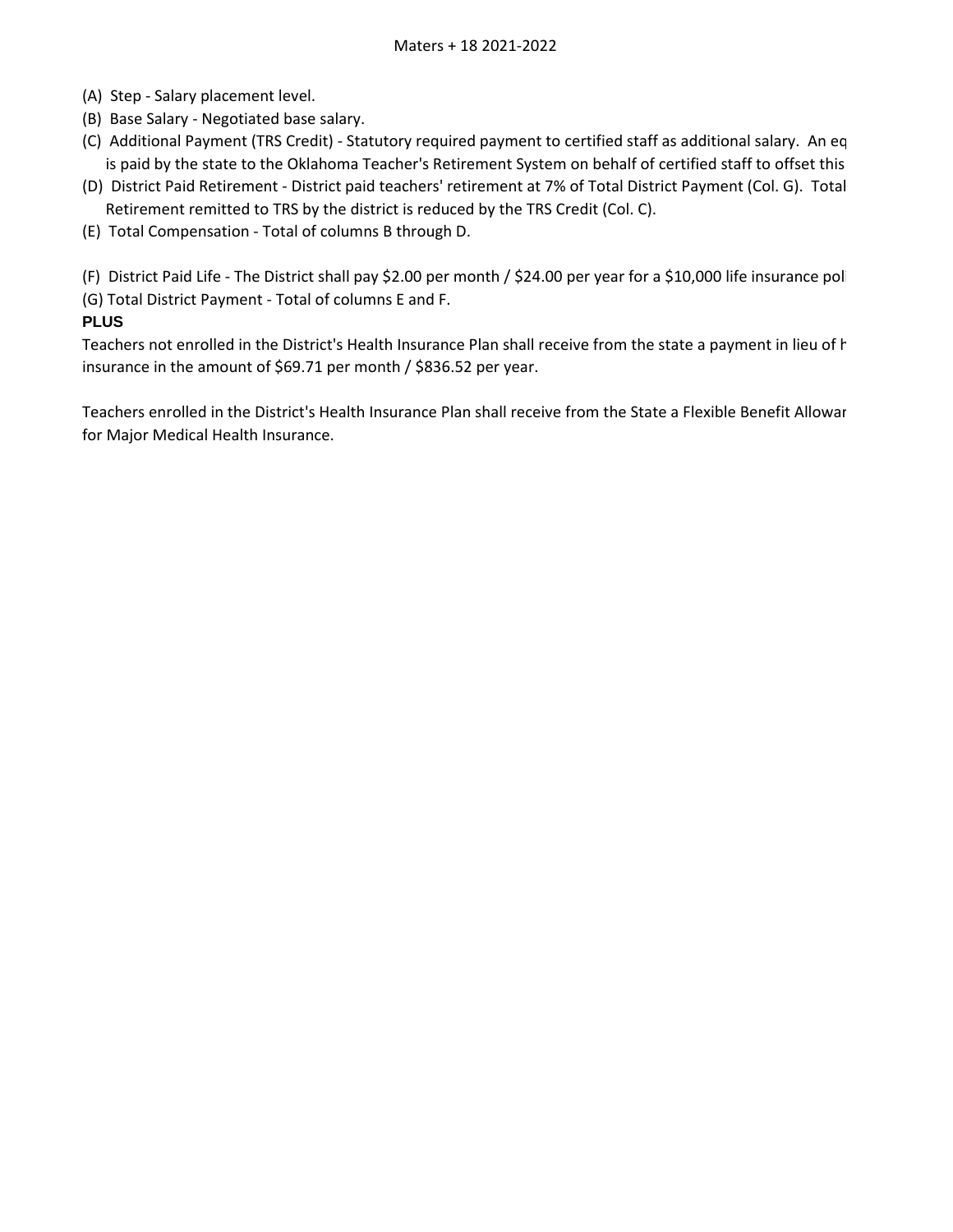Maters + 18 2021-2022

(A) Step - Salary placement level.

(B) Base Salary - Negotiated base salary.

(C) Additional Payment (TRS Credit) - Statutory required payment to certified staff as additional salary. An eq
is paid by the state to the Oklahoma Teacher's Retirement System on behalf of certified staff to offset this

(D) District Paid Retirement - District paid teachers' retirement at 7% of Total District Payment (Col. G). Total
Retirement remitted to TRS by the district is reduced by the TRS Credit (Col. C).

(E) Total Compensation - Total of columns B through D.

(F) District Paid Life - The District shall pay $2.00 per month / $24.00 per year for a $10,000 life insurance pol

(G) Total District Payment - Total of columns E and F.

**PLUS**

Teachers not enrolled in the District's Health Insurance Plan shall receive from the state a payment in lieu of h
insurance in the amount of $69.71 per month / $836.52 per year.

Teachers enrolled in the District's Health Insurance Plan shall receive from the State a Flexible Benefit Allowar
for Major Medical Health Insurance.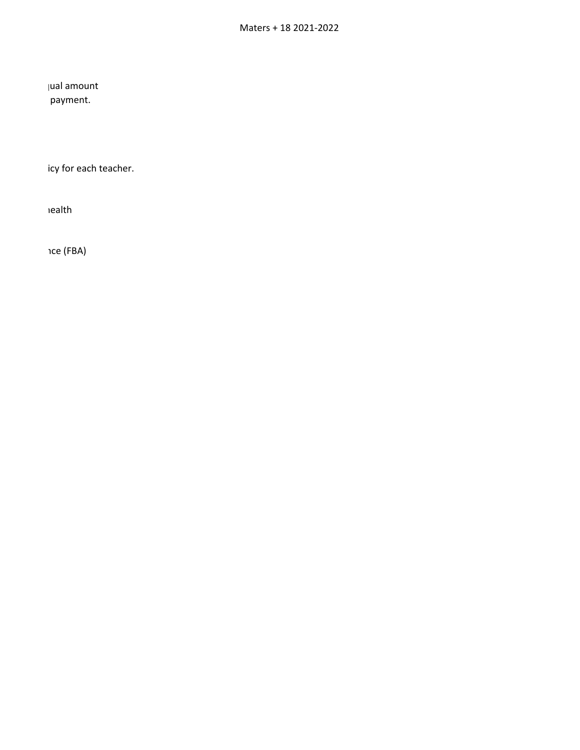ual amount
payment.

icy for each teacher.

ealth

nce (FBA)